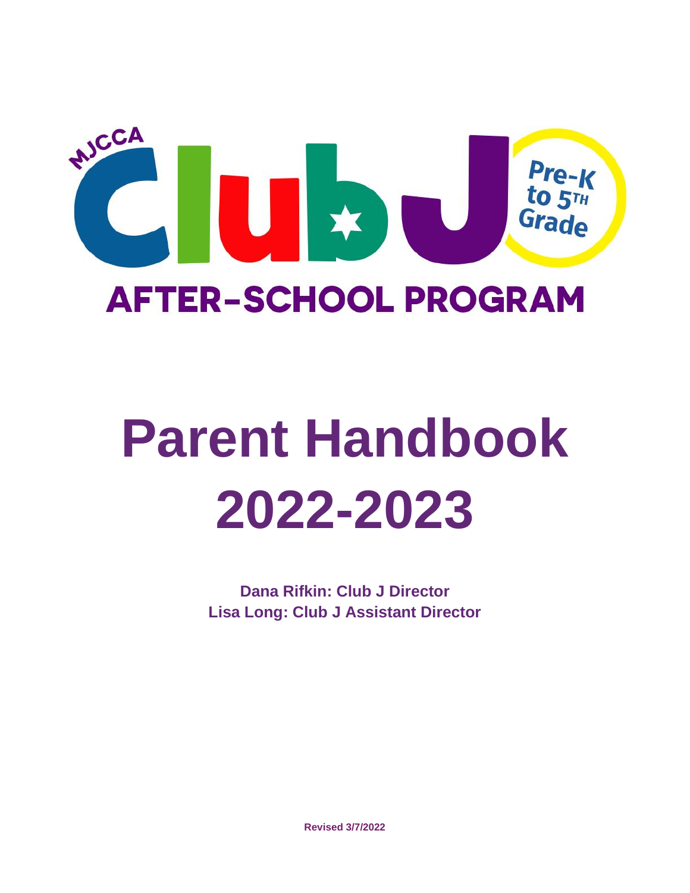MJCCA Club J

Pre-K to 5TH Grade

AFTER-SCHOOL PROGRAM

# Parent Handbook 2022-2023

**Dana Rifkin: Club J Director**
**Lisa Long: Club J Assistant Director**

**Revised 3/7/2022**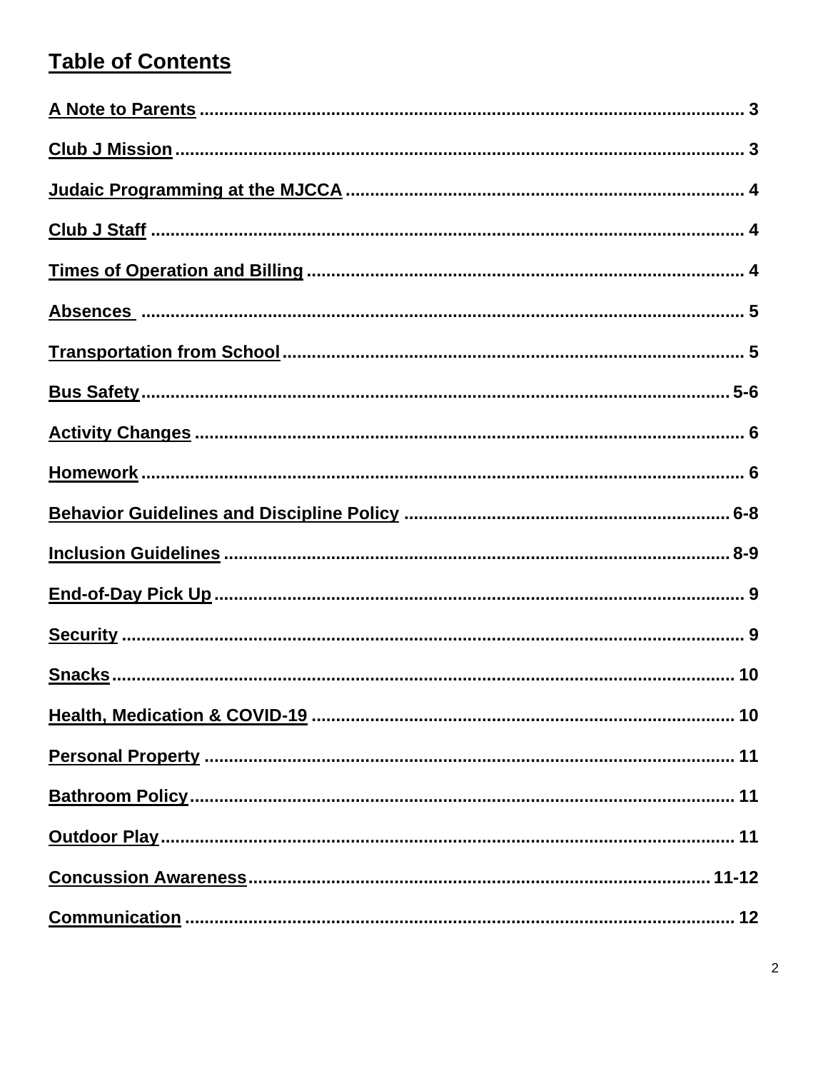# Table of Contents

| Section | Page |
| --- | --- |
| A Note to Parents | 3 |
| Club J Mission | 3 |
| Judaic Programming at the MJCCA | 4 |
| Club J Staff | 4 |
| Times of Operation and Billing | 4 |
| Absences | 5 |
| Transportation from School | 5 |
| Bus Safety | 5-6 |
| Activity Changes | 6 |
| Homework | 6 |
| Behavior Guidelines and Discipline Policy | 6-8 |
| Inclusion Guidelines | 8-9 |
| End-of-Day Pick Up | 9 |
| Security | 9 |
| Snacks | 10 |
| Health, Medication & COVID-19 | 10 |
| Personal Property | 11 |
| Bathroom Policy | 11 |
| Outdoor Play | 11 |
| Concussion Awareness | 11-12 |
| Communication | 12 |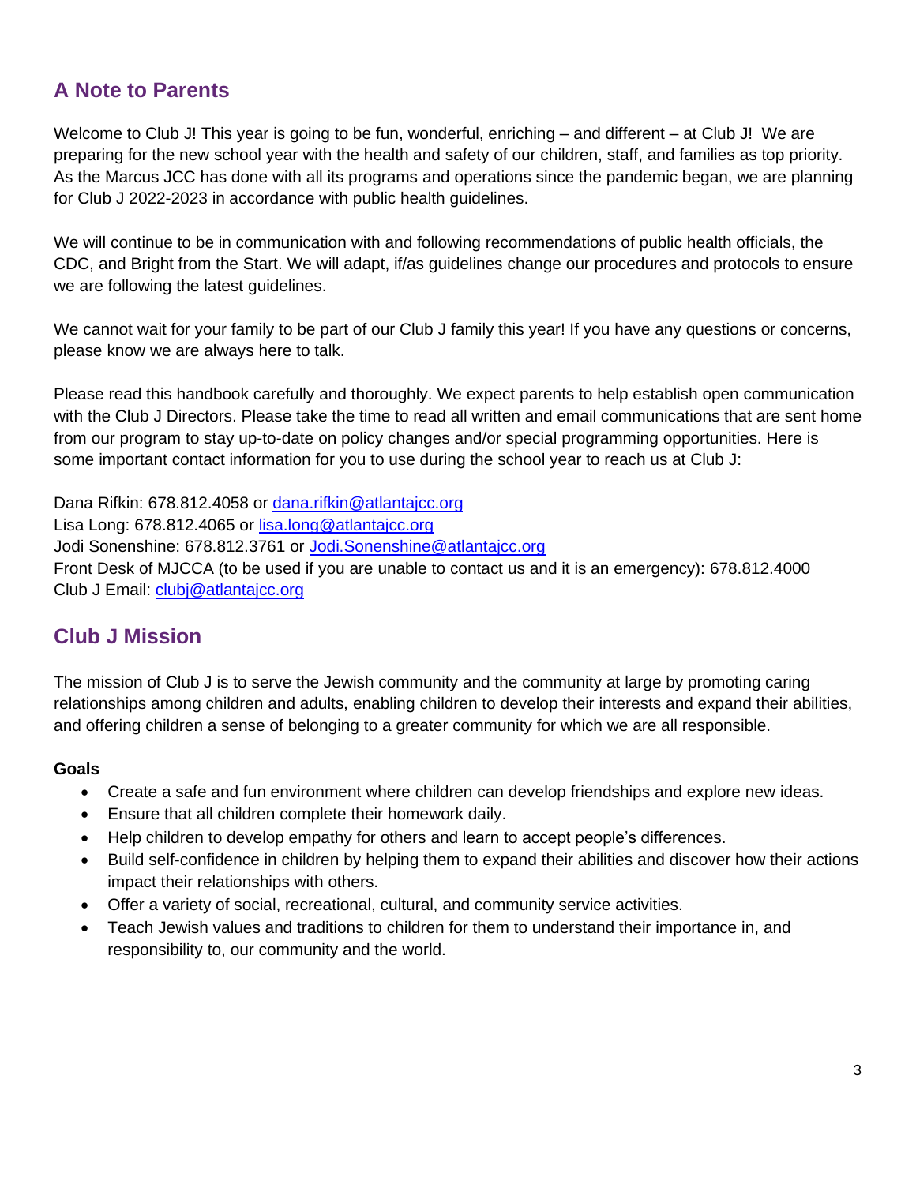## A Note to Parents

Welcome to Club J! This year is going to be fun, wonderful, enriching – and different – at Club J! We are preparing for the new school year with the health and safety of our children, staff, and families as top priority. As the Marcus JCC has done with all its programs and operations since the pandemic began, we are planning for Club J 2022-2023 in accordance with public health guidelines.

We will continue to be in communication with and following recommendations of public health officials, the CDC, and Bright from the Start. We will adapt, if/as guidelines change our procedures and protocols to ensure we are following the latest guidelines.

We cannot wait for your family to be part of our Club J family this year! If you have any questions or concerns, please know we are always here to talk.

Please read this handbook carefully and thoroughly. We expect parents to help establish open communication with the Club J Directors. Please take the time to read all written and email communications that are sent home from our program to stay up-to-date on policy changes and/or special programming opportunities. Here is some important contact information for you to use during the school year to reach us at Club J:

Dana Rifkin: 678.812.4058 or dana.rifkin@atlantajcc.org
Lisa Long: 678.812.4065 or lisa.long@atlantajcc.org
Jodi Sonenshine: 678.812.3761 or Jodi.Sonenshine@atlantajcc.org
Front Desk of MJCCA (to be used if you are unable to contact us and it is an emergency): 678.812.4000
Club J Email: clubj@atlantajcc.org

## Club J Mission

The mission of Club J is to serve the Jewish community and the community at large by promoting caring relationships among children and adults, enabling children to develop their interests and expand their abilities, and offering children a sense of belonging to a greater community for which we are all responsible.

**Goals**

- Create a safe and fun environment where children can develop friendships and explore new ideas.
- Ensure that all children complete their homework daily.
- Help children to develop empathy for others and learn to accept people's differences.
- Build self-confidence in children by helping them to expand their abilities and discover how their actions impact their relationships with others.
- Offer a variety of social, recreational, cultural, and community service activities.
- Teach Jewish values and traditions to children for them to understand their importance in, and responsibility to, our community and the world.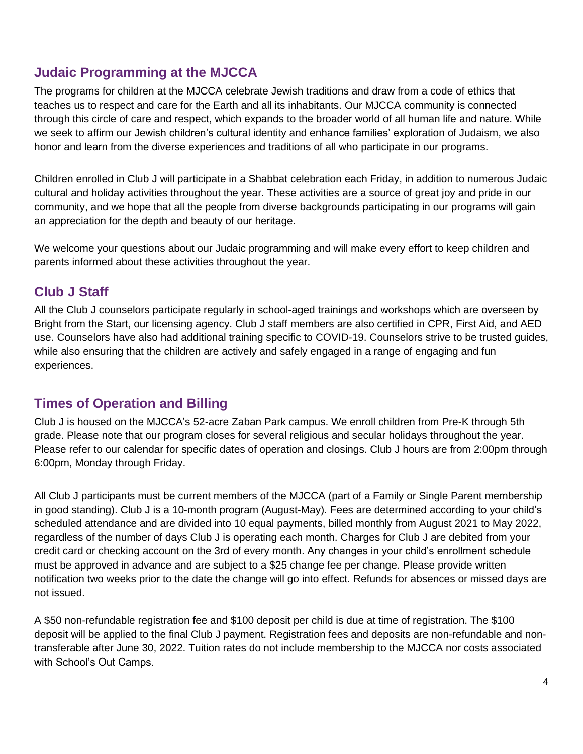## Judaic Programming at the MJCCA

The programs for children at the MJCCA celebrate Jewish traditions and draw from a code of ethics that teaches us to respect and care for the Earth and all its inhabitants. Our MJCCA community is connected through this circle of care and respect, which expands to the broader world of all human life and nature. While we seek to affirm our Jewish children's cultural identity and enhance families' exploration of Judaism, we also honor and learn from the diverse experiences and traditions of all who participate in our programs.

Children enrolled in Club J will participate in a Shabbat celebration each Friday, in addition to numerous Judaic cultural and holiday activities throughout the year. These activities are a source of great joy and pride in our community, and we hope that all the people from diverse backgrounds participating in our programs will gain an appreciation for the depth and beauty of our heritage.

We welcome your questions about our Judaic programming and will make every effort to keep children and parents informed about these activities throughout the year.

## Club J Staff

All the Club J counselors participate regularly in school-aged trainings and workshops which are overseen by Bright from the Start, our licensing agency. Club J staff members are also certified in CPR, First Aid, and AED use. Counselors have also had additional training specific to COVID-19. Counselors strive to be trusted guides, while also ensuring that the children are actively and safely engaged in a range of engaging and fun experiences.

## Times of Operation and Billing

Club J is housed on the MJCCA's 52-acre Zaban Park campus. We enroll children from Pre-K through 5th grade. Please note that our program closes for several religious and secular holidays throughout the year. Please refer to our calendar for specific dates of operation and closings. Club J hours are from 2:00pm through 6:00pm, Monday through Friday.

All Club J participants must be current members of the MJCCA (part of a Family or Single Parent membership in good standing). Club J is a 10-month program (August-May). Fees are determined according to your child's scheduled attendance and are divided into 10 equal payments, billed monthly from August 2021 to May 2022, regardless of the number of days Club J is operating each month. Charges for Club J are debited from your credit card or checking account on the 3rd of every month. Any changes in your child's enrollment schedule must be approved in advance and are subject to a $25 change fee per change. Please provide written notification two weeks prior to the date the change will go into effect. Refunds for absences or missed days are not issued.

A $50 non-refundable registration fee and $100 deposit per child is due at time of registration. The $100 deposit will be applied to the final Club J payment. Registration fees and deposits are non-refundable and non-transferable after June 30, 2022. Tuition rates do not include membership to the MJCCA nor costs associated with School's Out Camps.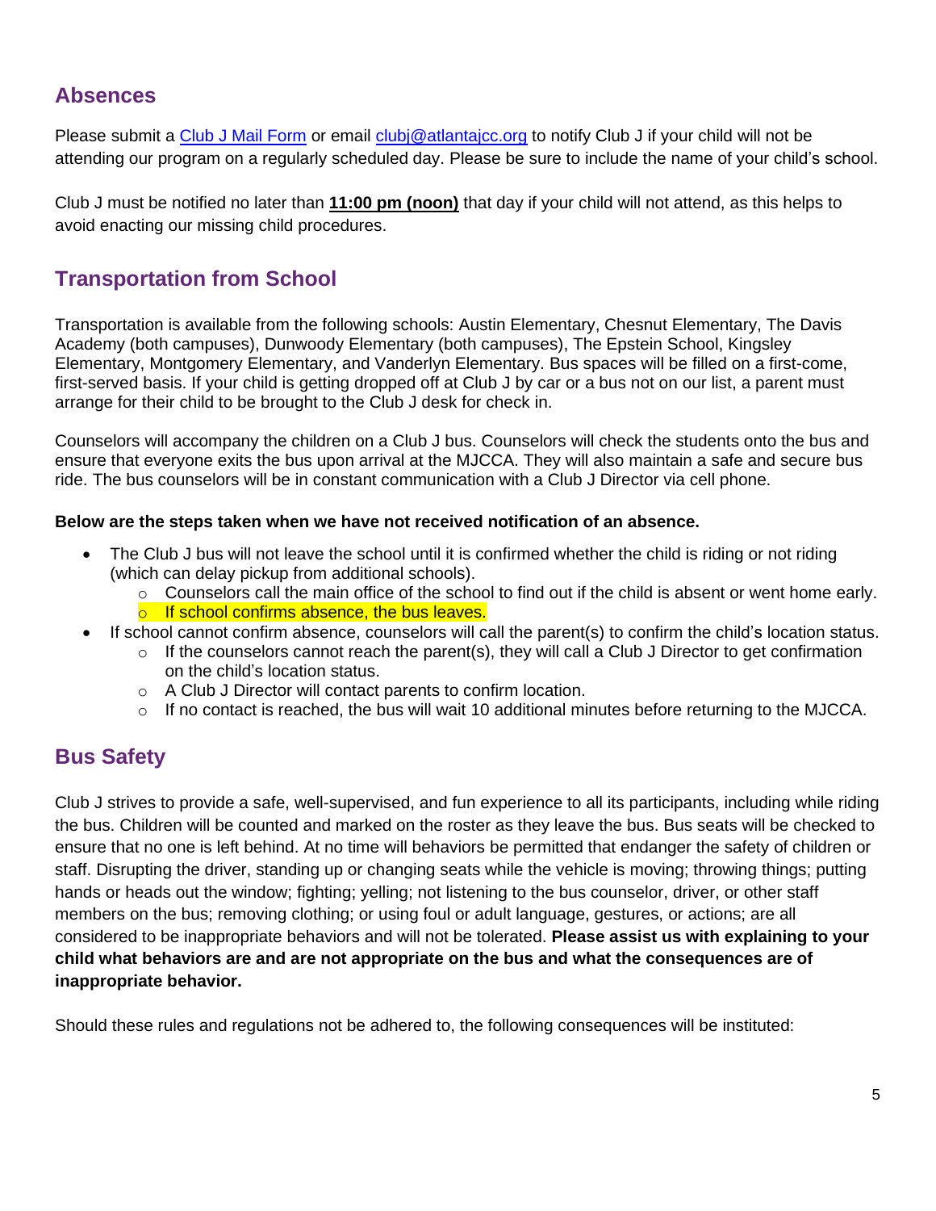## Absences

Please submit a [Club J Mail Form] or email [clubj@atlantajcc.org] to notify Club J if your child will not be attending our program on a regularly scheduled day. Please be sure to include the name of your child's school.

Club J must be notified no later than **11:00 pm (noon)** that day if your child will not attend, as this helps to avoid enacting our missing child procedures.

## Transportation from School

Transportation is available from the following schools: Austin Elementary, Chesnut Elementary, The Davis Academy (both campuses), Dunwoody Elementary (both campuses), The Epstein School, Kingsley Elementary, Montgomery Elementary, and Vanderlyn Elementary. Bus spaces will be filled on a first-come, first-served basis. If your child is getting dropped off at Club J by car or a bus not on our list, a parent must arrange for their child to be brought to the Club J desk for check in.

Counselors will accompany the children on a Club J bus. Counselors will check the students onto the bus and ensure that everyone exits the bus upon arrival at the MJCCA. They will also maintain a safe and secure bus ride. The bus counselors will be in constant communication with a Club J Director via cell phone.

**Below are the steps taken when we have not received notification of an absence.**

- The Club J bus will not leave the school until it is confirmed whether the child is riding or not riding (which can delay pickup from additional schools).
  - Counselors call the main office of the school to find out if the child is absent or went home early.
  - If school confirms absence, the bus leaves.
- If school cannot confirm absence, counselors will call the parent(s) to confirm the child's location status.
  - If the counselors cannot reach the parent(s), they will call a Club J Director to get confirmation on the child's location status.
  - A Club J Director will contact parents to confirm location.
  - If no contact is reached, the bus will wait 10 additional minutes before returning to the MJCCA.

## Bus Safety

Club J strives to provide a safe, well-supervised, and fun experience to all its participants, including while riding the bus. Children will be counted and marked on the roster as they leave the bus. Bus seats will be checked to ensure that no one is left behind. At no time will behaviors be permitted that endanger the safety of children or staff. Disrupting the driver, standing up or changing seats while the vehicle is moving; throwing things; putting hands or heads out the window; fighting; yelling; not listening to the bus counselor, driver, or other staff members on the bus; removing clothing; or using foul or adult language, gestures, or actions; are all considered to be inappropriate behaviors and will not be tolerated. **Please assist us with explaining to your child what behaviors are and are not appropriate on the bus and what the consequences are of inappropriate behavior.**

Should these rules and regulations not be adhered to, the following consequences will be instituted: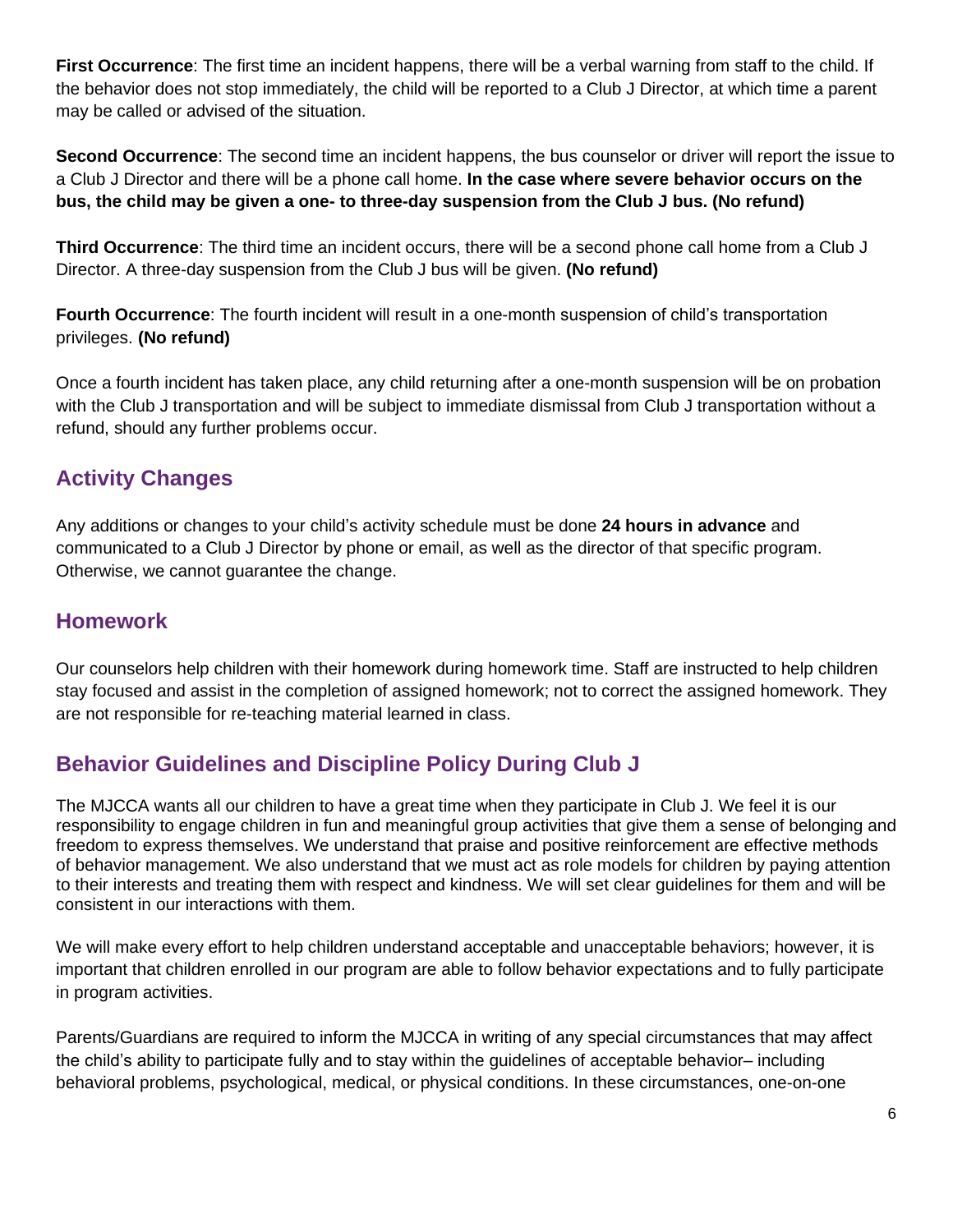**First Occurrence**: The first time an incident happens, there will be a verbal warning from staff to the child. If the behavior does not stop immediately, the child will be reported to a Club J Director, at which time a parent may be called or advised of the situation.

**Second Occurrence**: The second time an incident happens, the bus counselor or driver will report the issue to a Club J Director and there will be a phone call home. **In the case where severe behavior occurs on the bus, the child may be given a one- to three-day suspension from the Club J bus. (No refund)**

**Third Occurrence**: The third time an incident occurs, there will be a second phone call home from a Club J Director. A three-day suspension from the Club J bus will be given. **(No refund)**

**Fourth Occurrence**: The fourth incident will result in a one-month suspension of child's transportation privileges. **(No refund)**

Once a fourth incident has taken place, any child returning after a one-month suspension will be on probation with the Club J transportation and will be subject to immediate dismissal from Club J transportation without a refund, should any further problems occur.

## Activity Changes

Any additions or changes to your child's activity schedule must be done **24 hours in advance** and communicated to a Club J Director by phone or email, as well as the director of that specific program. Otherwise, we cannot guarantee the change.

## Homework

Our counselors help children with their homework during homework time. Staff are instructed to help children stay focused and assist in the completion of assigned homework; not to correct the assigned homework. They are not responsible for re-teaching material learned in class.

## Behavior Guidelines and Discipline Policy During Club J

The MJCCA wants all our children to have a great time when they participate in Club J. We feel it is our responsibility to engage children in fun and meaningful group activities that give them a sense of belonging and freedom to express themselves. We understand that praise and positive reinforcement are effective methods of behavior management. We also understand that we must act as role models for children by paying attention to their interests and treating them with respect and kindness. We will set clear guidelines for them and will be consistent in our interactions with them.

We will make every effort to help children understand acceptable and unacceptable behaviors; however, it is important that children enrolled in our program are able to follow behavior expectations and to fully participate in program activities.

Parents/Guardians are required to inform the MJCCA in writing of any special circumstances that may affect the child's ability to participate fully and to stay within the guidelines of acceptable behavior– including behavioral problems, psychological, medical, or physical conditions. In these circumstances, one-on-one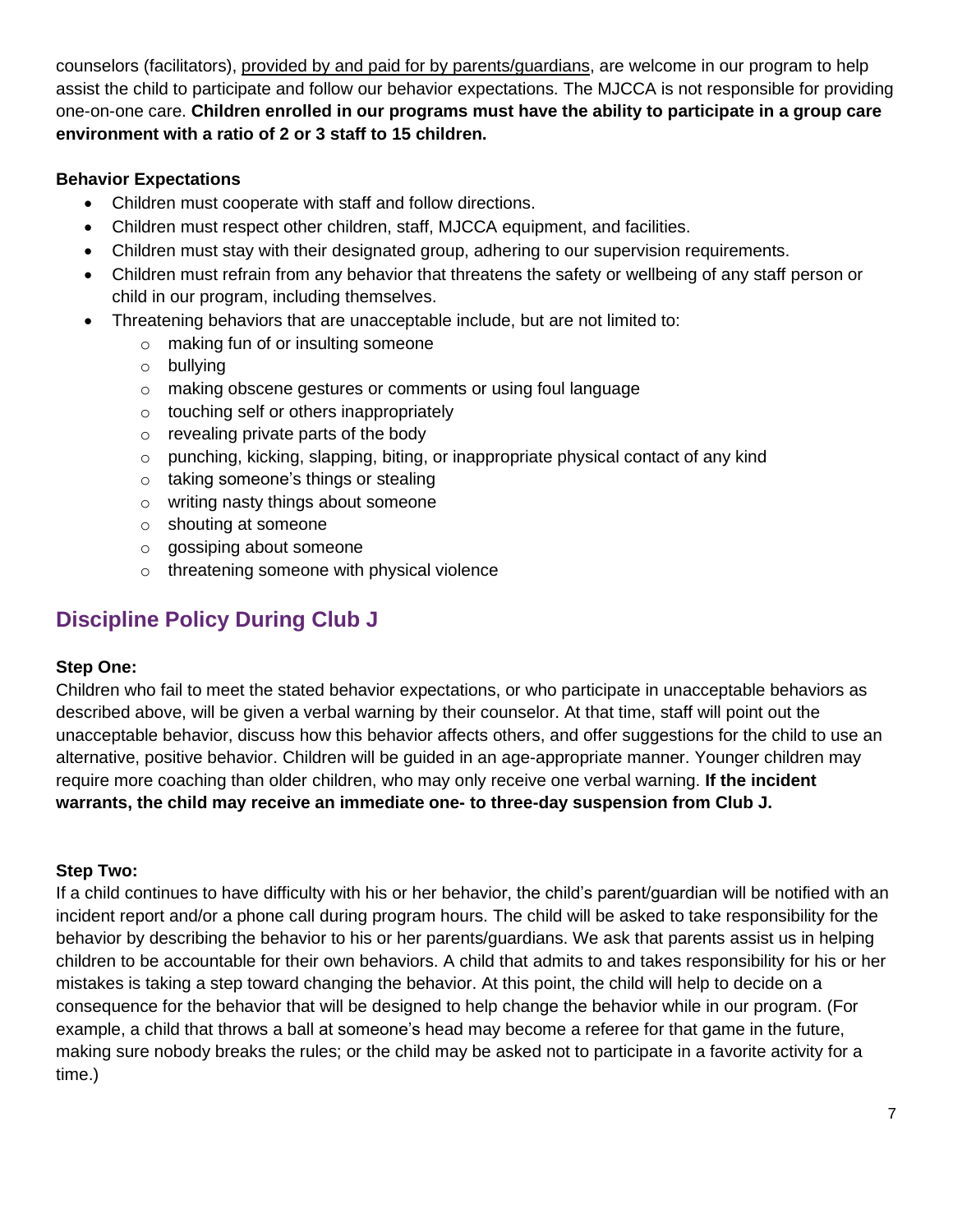counselors (facilitators), provided by and paid for by parents/guardians, are welcome in our program to help assist the child to participate and follow our behavior expectations. The MJCCA is not responsible for providing one-on-one care. **Children enrolled in our programs must have the ability to participate in a group care environment with a ratio of 2 or 3 staff to 15 children.**

**Behavior Expectations**

- Children must cooperate with staff and follow directions.
- Children must respect other children, staff, MJCCA equipment, and facilities.
- Children must stay with their designated group, adhering to our supervision requirements.
- Children must refrain from any behavior that threatens the safety or wellbeing of any staff person or child in our program, including themselves.
- Threatening behaviors that are unacceptable include, but are not limited to:
  - making fun of or insulting someone
  - bullying
  - making obscene gestures or comments or using foul language
  - touching self or others inappropriately
  - revealing private parts of the body
  - punching, kicking, slapping, biting, or inappropriate physical contact of any kind
  - taking someone's things or stealing
  - writing nasty things about someone
  - shouting at someone
  - gossiping about someone
  - threatening someone with physical violence

## Discipline Policy During Club J

**Step One:**

Children who fail to meet the stated behavior expectations, or who participate in unacceptable behaviors as described above, will be given a verbal warning by their counselor. At that time, staff will point out the unacceptable behavior, discuss how this behavior affects others, and offer suggestions for the child to use an alternative, positive behavior. Children will be guided in an age-appropriate manner. Younger children may require more coaching than older children, who may only receive one verbal warning. **If the incident warrants, the child may receive an immediate one- to three-day suspension from Club J.**

**Step Two:**

If a child continues to have difficulty with his or her behavior, the child's parent/guardian will be notified with an incident report and/or a phone call during program hours. The child will be asked to take responsibility for the behavior by describing the behavior to his or her parents/guardians. We ask that parents assist us in helping children to be accountable for their own behaviors. A child that admits to and takes responsibility for his or her mistakes is taking a step toward changing the behavior. At this point, the child will help to decide on a consequence for the behavior that will be designed to help change the behavior while in our program. (For example, a child that throws a ball at someone's head may become a referee for that game in the future, making sure nobody breaks the rules; or the child may be asked not to participate in a favorite activity for a time.)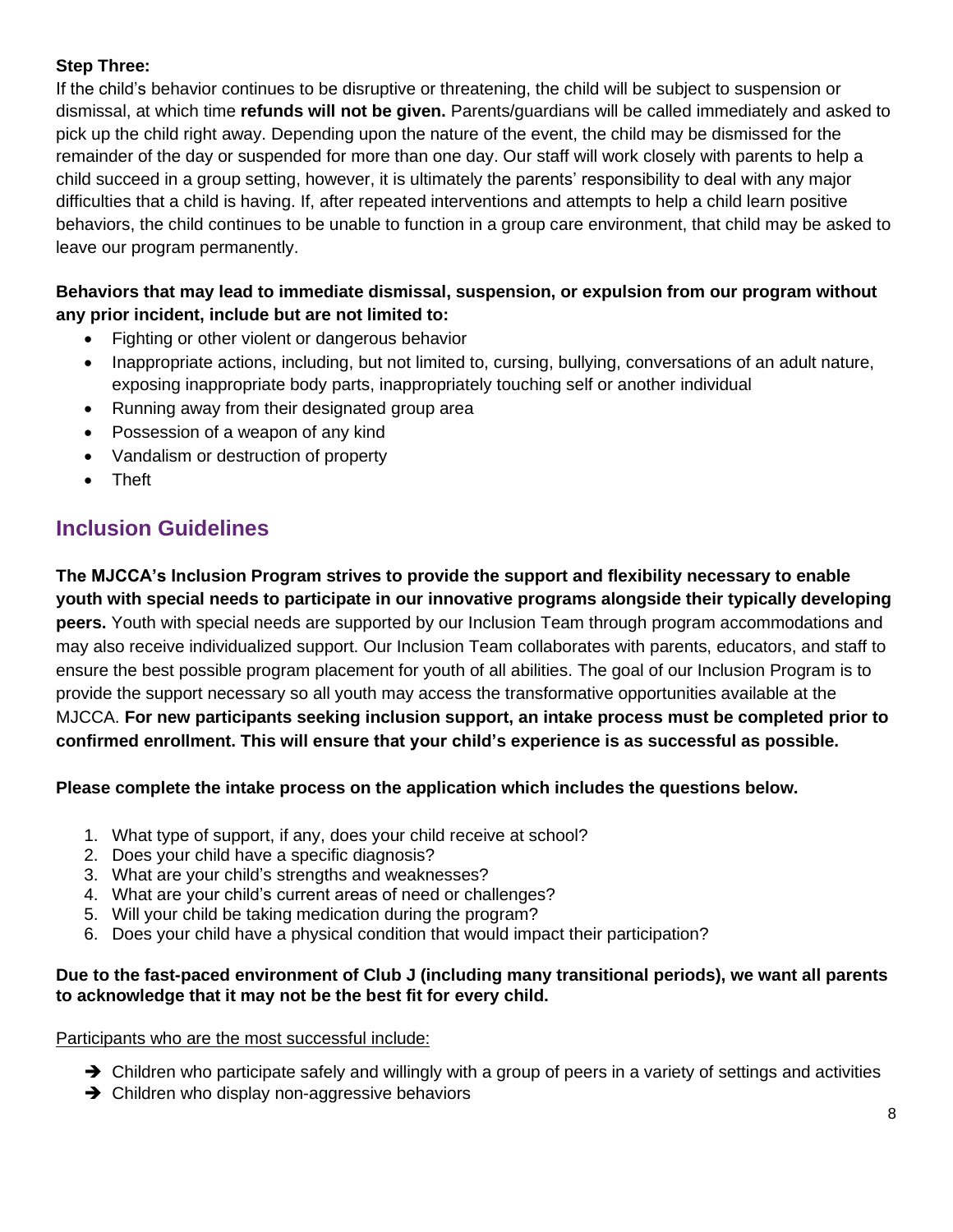**Step Three:**

If the child's behavior continues to be disruptive or threatening, the child will be subject to suspension or dismissal, at which time **refunds will not be given.** Parents/guardians will be called immediately and asked to pick up the child right away. Depending upon the nature of the event, the child may be dismissed for the remainder of the day or suspended for more than one day. Our staff will work closely with parents to help a child succeed in a group setting, however, it is ultimately the parents' responsibility to deal with any major difficulties that a child is having. If, after repeated interventions and attempts to help a child learn positive behaviors, the child continues to be unable to function in a group care environment, that child may be asked to leave our program permanently.

**Behaviors that may lead to immediate dismissal, suspension, or expulsion from our program without any prior incident, include but are not limited to:**

- Fighting or other violent or dangerous behavior
- Inappropriate actions, including, but not limited to, cursing, bullying, conversations of an adult nature, exposing inappropriate body parts, inappropriately touching self or another individual
- Running away from their designated group area
- Possession of a weapon of any kind
- Vandalism or destruction of property
- Theft

## Inclusion Guidelines

**The MJCCA's Inclusion Program strives to provide the support and flexibility necessary to enable youth with special needs to participate in our innovative programs alongside their typically developing peers.** Youth with special needs are supported by our Inclusion Team through program accommodations and may also receive individualized support. Our Inclusion Team collaborates with parents, educators, and staff to ensure the best possible program placement for youth of all abilities. The goal of our Inclusion Program is to provide the support necessary so all youth may access the transformative opportunities available at the MJCCA. **For new participants seeking inclusion support, an intake process must be completed prior to confirmed enrollment. This will ensure that your child's experience is as successful as possible.**

**Please complete the intake process on the application which includes the questions below.**

1. What type of support, if any, does your child receive at school?
2. Does your child have a specific diagnosis?
3. What are your child's strengths and weaknesses?
4. What are your child's current areas of need or challenges?
5. Will your child be taking medication during the program?
6. Does your child have a physical condition that would impact their participation?

**Due to the fast-paced environment of Club J (including many transitional periods), we want all parents to acknowledge that it may not be the best fit for every child.**

Participants who are the most successful include:

- ➔ Children who participate safely and willingly with a group of peers in a variety of settings and activities
- ➔ Children who display non-aggressive behaviors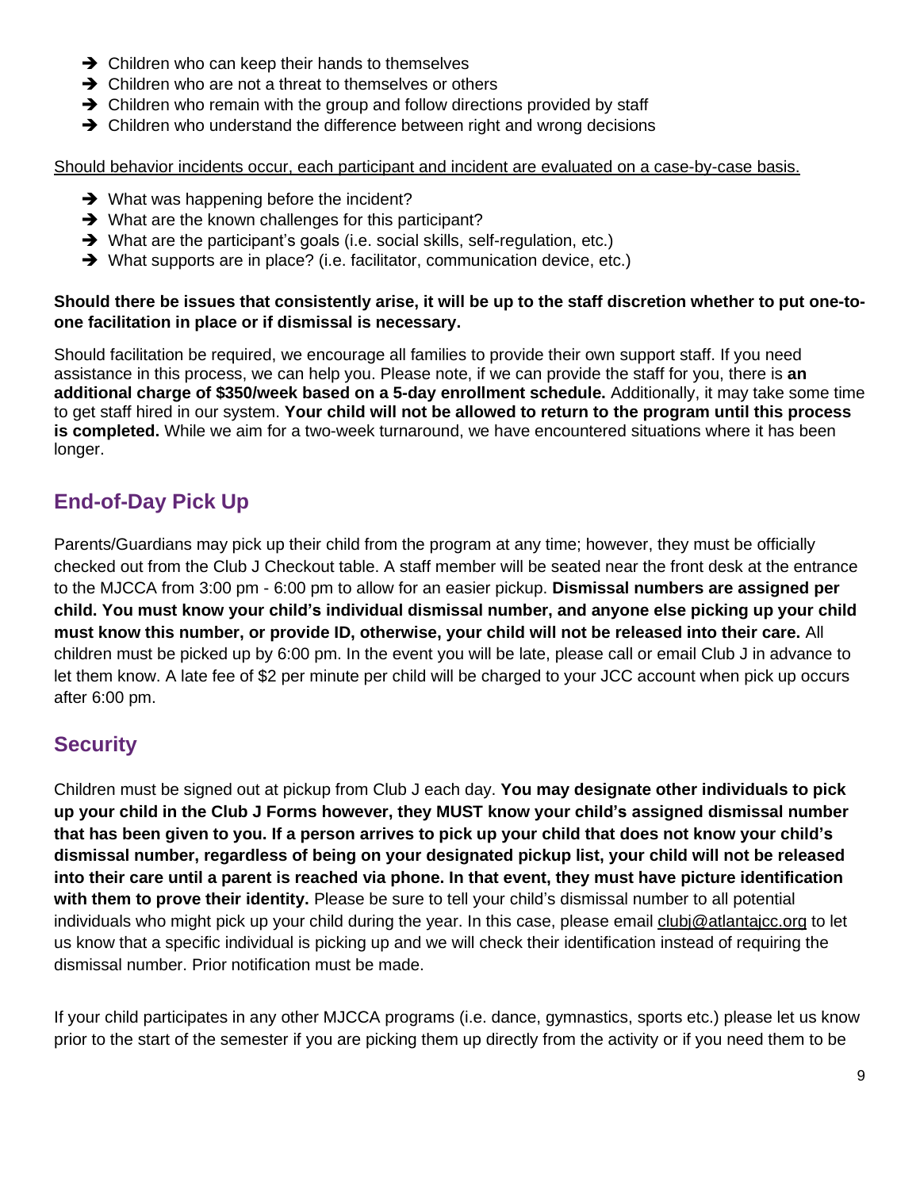- ➔ Children who can keep their hands to themselves
- ➔ Children who are not a threat to themselves or others
- ➔ Children who remain with the group and follow directions provided by staff
- ➔ Children who understand the difference between right and wrong decisions

<u>Should behavior incidents occur, each participant and incident are evaluated on a case-by-case basis.</u>

- ➔ What was happening before the incident?
- ➔ What are the known challenges for this participant?
- ➔ What are the participant's goals (i.e. social skills, self-regulation, etc.)
- ➔ What supports are in place? (i.e. facilitator, communication device, etc.)

**Should there be issues that consistently arise, it will be up to the staff discretion whether to put one-to-one facilitation in place or if dismissal is necessary.**

Should facilitation be required, we encourage all families to provide their own support staff. If you need assistance in this process, we can help you. Please note, if we can provide the staff for you, there is **an additional charge of $350/week based on a 5-day enrollment schedule.** Additionally, it may take some time to get staff hired in our system. **Your child will not be allowed to return to the program until this process is completed.** While we aim for a two-week turnaround, we have encountered situations where it has been longer.

## End-of-Day Pick Up

Parents/Guardians may pick up their child from the program at any time; however, they must be officially checked out from the Club J Checkout table. A staff member will be seated near the front desk at the entrance to the MJCCA from 3:00 pm - 6:00 pm to allow for an easier pickup. **Dismissal numbers are assigned per child. You must know your child's individual dismissal number, and anyone else picking up your child must know this number, or provide ID, otherwise, your child will not be released into their care.** All children must be picked up by 6:00 pm. In the event you will be late, please call or email Club J in advance to let them know. A late fee of $2 per minute per child will be charged to your JCC account when pick up occurs after 6:00 pm.

## Security

Children must be signed out at pickup from Club J each day. **You may designate other individuals to pick up your child in the Club J Forms however, they MUST know your child's assigned dismissal number that has been given to you. If a person arrives to pick up your child that does not know your child's dismissal number, regardless of being on your designated pickup list, your child will not be released into their care until a parent is reached via phone. In that event, they must have picture identification with them to prove their identity.** Please be sure to tell your child's dismissal number to all potential individuals who might pick up your child during the year. In this case, please email clubj@atlantajcc.org to let us know that a specific individual is picking up and we will check their identification instead of requiring the dismissal number. Prior notification must be made.

If your child participates in any other MJCCA programs (i.e. dance, gymnastics, sports etc.) please let us know prior to the start of the semester if you are picking them up directly from the activity or if you need them to be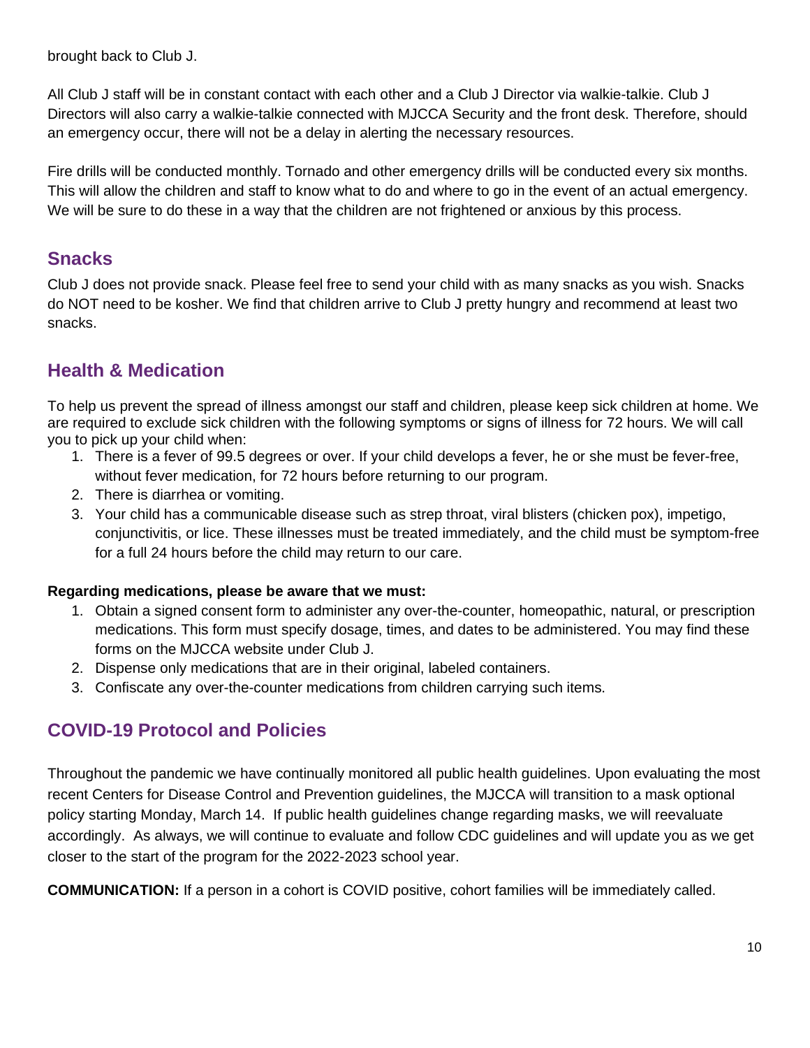brought back to Club J.

All Club J staff will be in constant contact with each other and a Club J Director via walkie-talkie. Club J Directors will also carry a walkie-talkie connected with MJCCA Security and the front desk. Therefore, should an emergency occur, there will not be a delay in alerting the necessary resources.

Fire drills will be conducted monthly. Tornado and other emergency drills will be conducted every six months. This will allow the children and staff to know what to do and where to go in the event of an actual emergency. We will be sure to do these in a way that the children are not frightened or anxious by this process.

## Snacks

Club J does not provide snack. Please feel free to send your child with as many snacks as you wish. Snacks do NOT need to be kosher. We find that children arrive to Club J pretty hungry and recommend at least two snacks.

## Health & Medication

To help us prevent the spread of illness amongst our staff and children, please keep sick children at home. We are required to exclude sick children with the following symptoms or signs of illness for 72 hours. We will call you to pick up your child when:

1. There is a fever of 99.5 degrees or over. If your child develops a fever, he or she must be fever-free, without fever medication, for 72 hours before returning to our program.
2. There is diarrhea or vomiting.
3. Your child has a communicable disease such as strep throat, viral blisters (chicken pox), impetigo, conjunctivitis, or lice. These illnesses must be treated immediately, and the child must be symptom-free for a full 24 hours before the child may return to our care.

**Regarding medications, please be aware that we must:**

1. Obtain a signed consent form to administer any over-the-counter, homeopathic, natural, or prescription medications. This form must specify dosage, times, and dates to be administered. You may find these forms on the MJCCA website under Club J.
2. Dispense only medications that are in their original, labeled containers.
3. Confiscate any over-the-counter medications from children carrying such items.

## COVID-19 Protocol and Policies

Throughout the pandemic we have continually monitored all public health guidelines. Upon evaluating the most recent Centers for Disease Control and Prevention guidelines, the MJCCA will transition to a mask optional policy starting Monday, March 14. If public health guidelines change regarding masks, we will reevaluate accordingly. As always, we will continue to evaluate and follow CDC guidelines and will update you as we get closer to the start of the program for the 2022-2023 school year.

**COMMUNICATION:** If a person in a cohort is COVID positive, cohort families will be immediately called.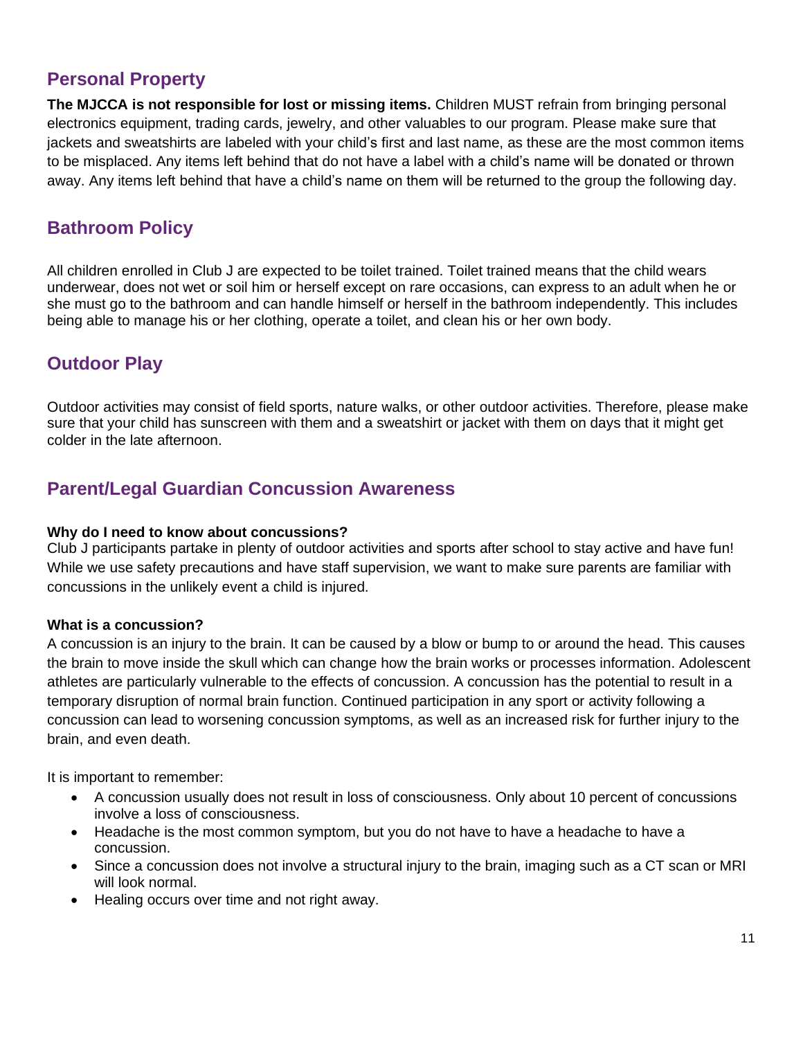## Personal Property

**The MJCCA is not responsible for lost or missing items.** Children MUST refrain from bringing personal electronics equipment, trading cards, jewelry, and other valuables to our program. Please make sure that jackets and sweatshirts are labeled with your child's first and last name, as these are the most common items to be misplaced. Any items left behind that do not have a label with a child's name will be donated or thrown away. Any items left behind that have a child's name on them will be returned to the group the following day.

## Bathroom Policy

All children enrolled in Club J are expected to be toilet trained. Toilet trained means that the child wears underwear, does not wet or soil him or herself except on rare occasions, can express to an adult when he or she must go to the bathroom and can handle himself or herself in the bathroom independently. This includes being able to manage his or her clothing, operate a toilet, and clean his or her own body.

## Outdoor Play

Outdoor activities may consist of field sports, nature walks, or other outdoor activities. Therefore, please make sure that your child has sunscreen with them and a sweatshirt or jacket with them on days that it might get colder in the late afternoon.

## Parent/Legal Guardian Concussion Awareness

**Why do I need to know about concussions?**
Club J participants partake in plenty of outdoor activities and sports after school to stay active and have fun! While we use safety precautions and have staff supervision, we want to make sure parents are familiar with concussions in the unlikely event a child is injured.

**What is a concussion?**
A concussion is an injury to the brain. It can be caused by a blow or bump to or around the head. This causes the brain to move inside the skull which can change how the brain works or processes information. Adolescent athletes are particularly vulnerable to the effects of concussion. A concussion has the potential to result in a temporary disruption of normal brain function. Continued participation in any sport or activity following a concussion can lead to worsening concussion symptoms, as well as an increased risk for further injury to the brain, and even death.

It is important to remember:

- A concussion usually does not result in loss of consciousness. Only about 10 percent of concussions involve a loss of consciousness.
- Headache is the most common symptom, but you do not have to have a headache to have a concussion.
- Since a concussion does not involve a structural injury to the brain, imaging such as a CT scan or MRI will look normal.
- Healing occurs over time and not right away.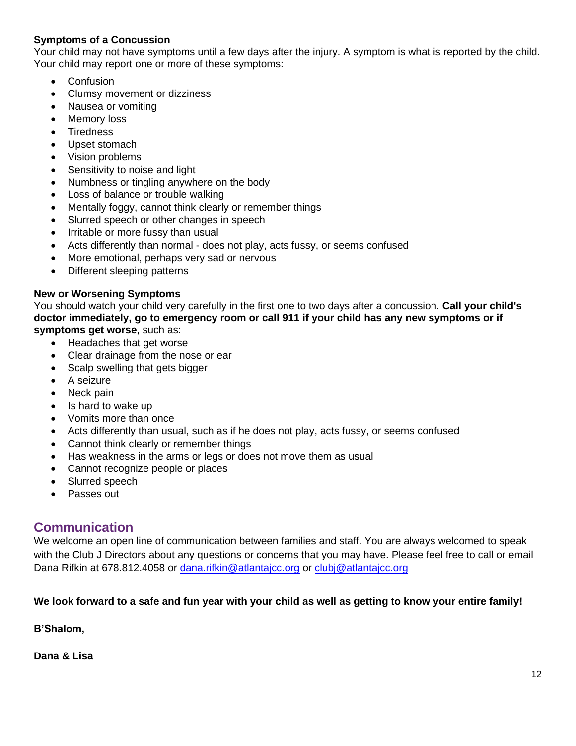**Symptoms of a Concussion**

Your child may not have symptoms until a few days after the injury. A symptom is what is reported by the child. Your child may report one or more of these symptoms:

- Confusion
- Clumsy movement or dizziness
- Nausea or vomiting
- Memory loss
- Tiredness
- Upset stomach
- Vision problems
- Sensitivity to noise and light
- Numbness or tingling anywhere on the body
- Loss of balance or trouble walking
- Mentally foggy, cannot think clearly or remember things
- Slurred speech or other changes in speech
- Irritable or more fussy than usual
- Acts differently than normal - does not play, acts fussy, or seems confused
- More emotional, perhaps very sad or nervous
- Different sleeping patterns

**New or Worsening Symptoms**

You should watch your child very carefully in the first one to two days after a concussion. **Call your child's doctor immediately, go to emergency room or call 911 if your child has any new symptoms or if symptoms get worse**, such as:

- Headaches that get worse
- Clear drainage from the nose or ear
- Scalp swelling that gets bigger
- A seizure
- Neck pain
- Is hard to wake up
- Vomits more than once
- Acts differently than usual, such as if he does not play, acts fussy, or seems confused
- Cannot think clearly or remember things
- Has weakness in the arms or legs or does not move them as usual
- Cannot recognize people or places
- Slurred speech
- Passes out

## Communication

We welcome an open line of communication between families and staff. You are always welcomed to speak with the Club J Directors about any questions or concerns that you may have. Please feel free to call or email Dana Rifkin at 678.812.4058 or dana.rifkin@atlantajcc.org or clubj@atlantajcc.org

**We look forward to a safe and fun year with your child as well as getting to know your entire family!**

**B'Shalom,**

**Dana & Lisa**